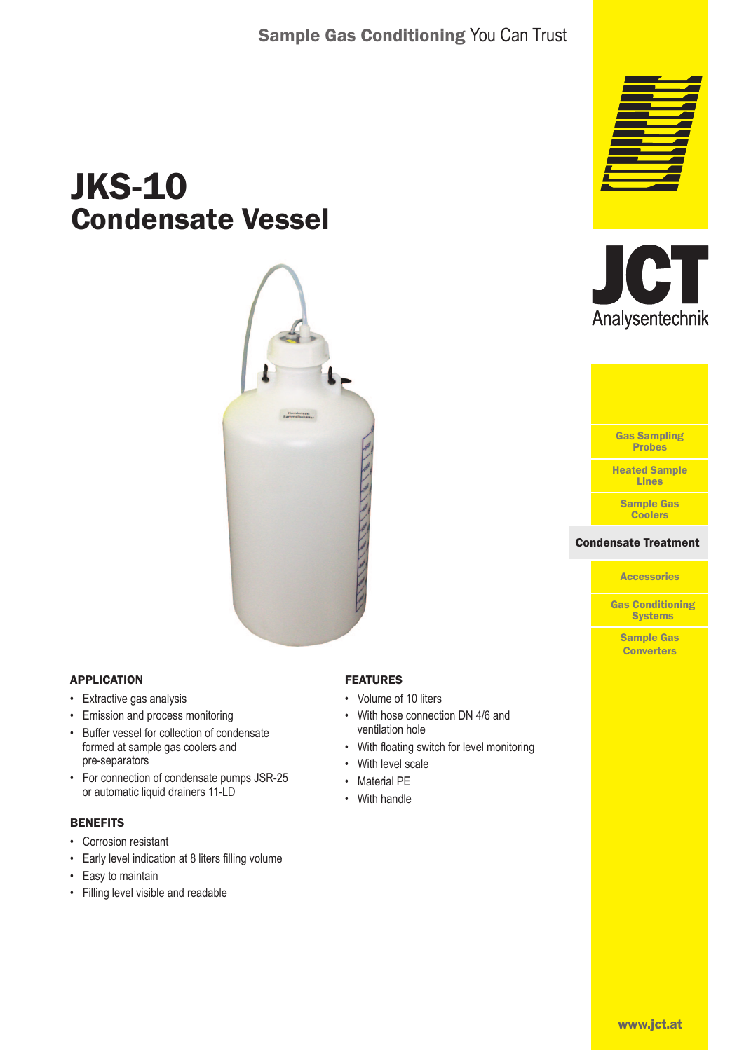Sample Gas Conditioning You Can Trust

# JKS-10
## Condensate Vessel

JCT Analysentechnik

- Gas Sampling Probes
- Heated Sample Lines
- Sample Gas Coolers
- **Condensate Treatment**
- Accessories
- Gas Conditioning Systems
- Sample Gas Converters

### APPLICATION

- Extractive gas analysis
- Emission and process monitoring
- Buffer vessel for collection of condensate formed at sample gas coolers and pre-separators
- For connection of condensate pumps JSR-25 or automatic liquid drainers 11-LD

### BENEFITS

- Corrosion resistant
- Early level indication at 8 liters filling volume
- Easy to maintain
- Filling level visible and readable

### FEATURES

- Volume of 10 liters
- With hose connection DN 4/6 and ventilation hole
- With floating switch for level monitoring
- With level scale
- Material PE
- With handle

www.jct.at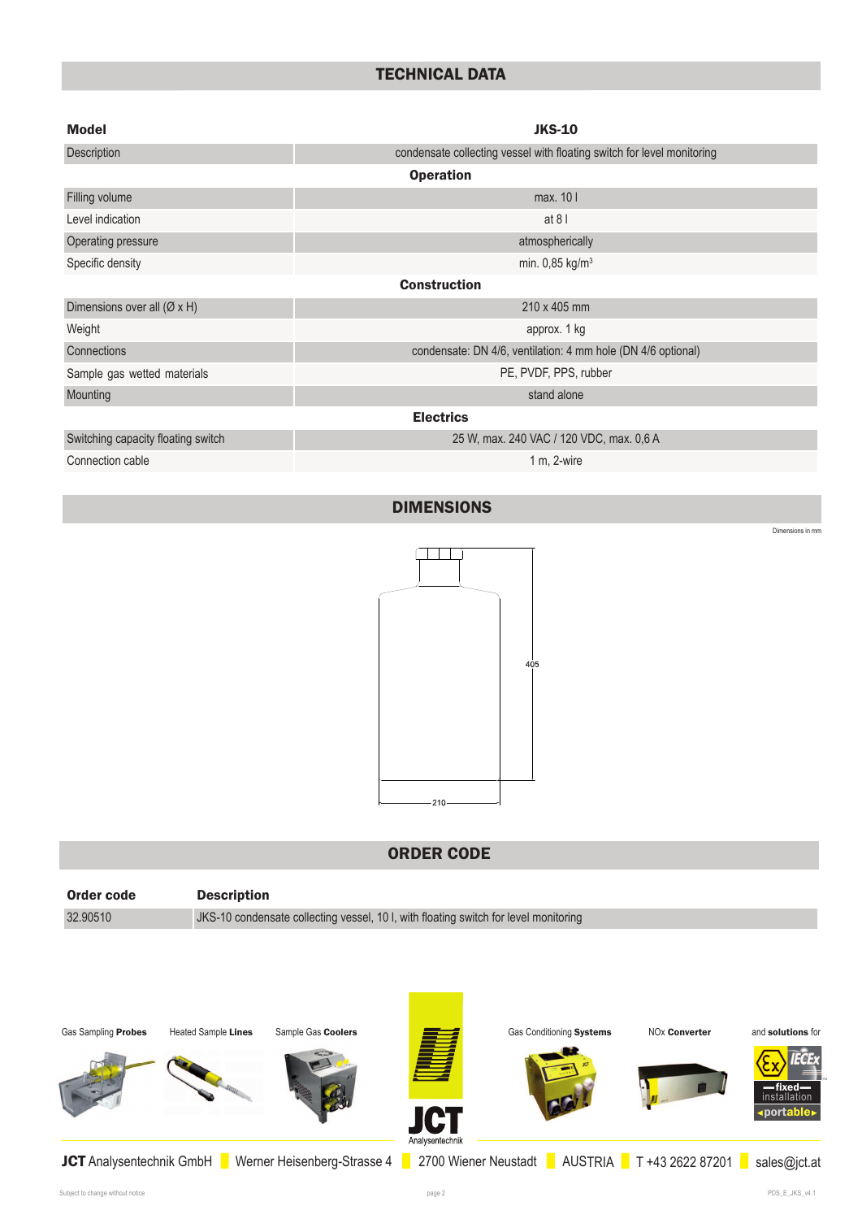## TECHNICAL DATA

| Model | JKS-10 |
| --- | --- |
| Description | condensate collecting vessel with floating switch for level monitoring |
| **Operation** | |
| Filling volume | max. 10 l |
| Level indication | at 8 l |
| Operating pressure | atmospherically |
| Specific density | min. 0,85 kg/m³ |
| **Construction** | |
| Dimensions over all (Ø x H) | 210 x 405 mm |
| Weight | approx. 1 kg |
| Connections | condensate: DN 4/6, ventilation: 4 mm hole (DN 4/6 optional) |
| Sample gas wetted materials | PE, PVDF, PPS, rubber |
| Mounting | stand alone |
| **Electrics** | |
| Switching capacity floating switch | 25 W, max. 240 VAC / 120 VDC, max. 0,6 A |
| Connection cable | 1 m, 2-wire |

## DIMENSIONS

Dimensions in mm

405

210

## ORDER CODE

| Order code | Description |
| --- | --- |
| 32.90510 | JKS-10 condensate collecting vessel, 10 l, with floating switch for level monitoring |

Gas Sampling **Probes** | Heated Sample **Lines** | Sample Gas **Coolers** | Gas Conditioning **Systems** | NOx **Converter** | and **solutions** for — fixed — installation, ◂portable▸

**JCT** Analysentechnik GmbH | Werner Heisenberg-Strasse 4 | 2700 Wiener Neustadt | AUSTRIA | T +43 2622 87201 | sales@jct.at

Subject to change without notice

PDS_E_JKS_v4.1